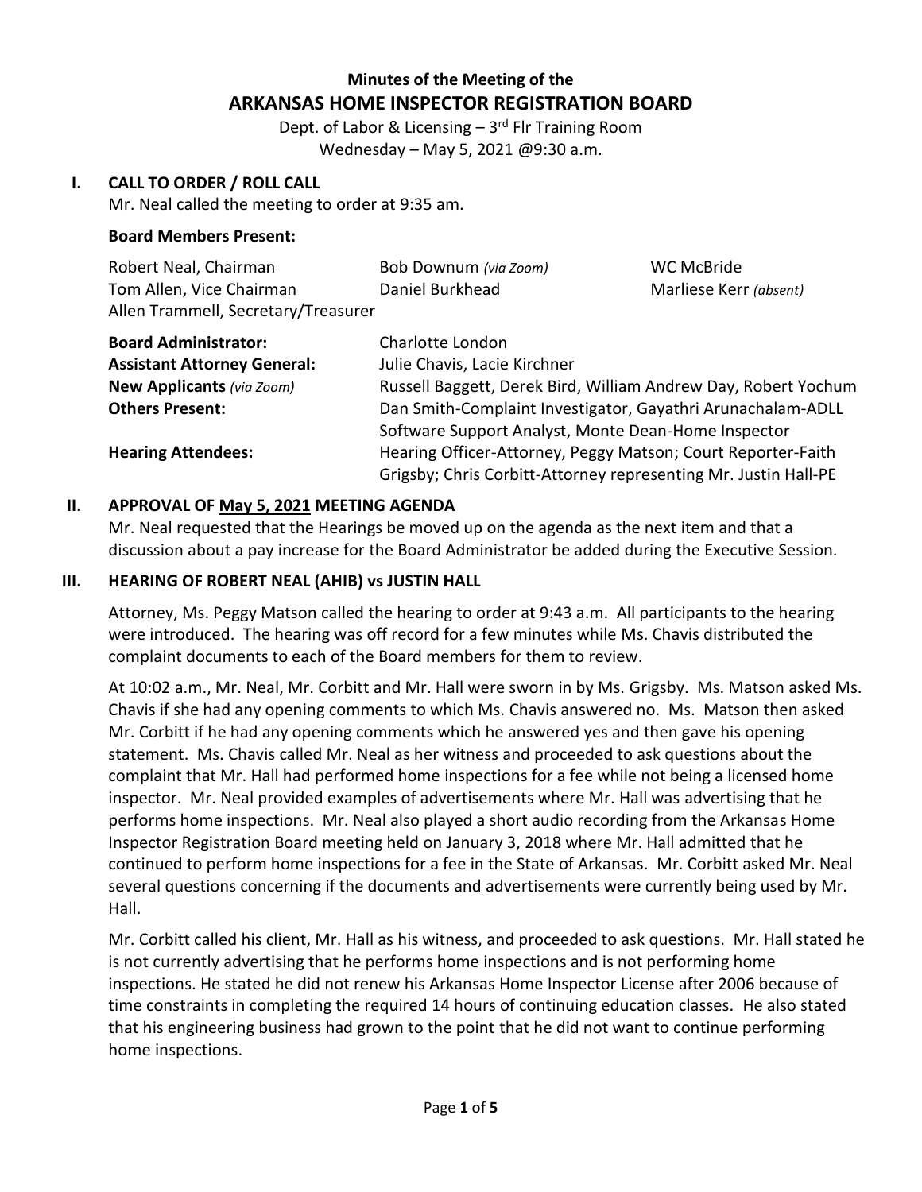# Minutes of the Meeting of the
# ARKANSAS HOME INSPECTOR REGISTRATION BOARD

Dept. of Labor & Licensing – 3rd Flr Training Room
Wednesday – May 5, 2021 @9:30 a.m.

## I. CALL TO ORDER / ROLL CALL

Mr. Neal called the meeting to order at 9:35 am.

**Board Members Present:**

| | | |
|---|---|---|
| Robert Neal, Chairman | Bob Downum *(via Zoom)* | WC McBride |
| Tom Allen, Vice Chairman | Daniel Burkhead | Marliese Kerr *(absent)* |
| Allen Trammell, Secretary/Treasurer | | |

| | |
|---|---|
| **Board Administrator:** | Charlotte London |
| **Assistant Attorney General:** | Julie Chavis, Lacie Kirchner |
| **New Applicants** *(via Zoom)* | Russell Baggett, Derek Bird, William Andrew Day, Robert Yochum |
| **Others Present:** | Dan Smith-Complaint Investigator, Gayathri Arunachalam-ADLL Software Support Analyst, Monte Dean-Home Inspector |
| **Hearing Attendees:** | Hearing Officer-Attorney, Peggy Matson; Court Reporter-Faith Grigsby; Chris Corbitt-Attorney representing Mr. Justin Hall-PE |

## II. APPROVAL OF <u>May 5, 2021</u> MEETING AGENDA

Mr. Neal requested that the Hearings be moved up on the agenda as the next item and that a discussion about a pay increase for the Board Administrator be added during the Executive Session.

## III. HEARING OF ROBERT NEAL (AHIB) vs JUSTIN HALL

Attorney, Ms. Peggy Matson called the hearing to order at 9:43 a.m. All participants to the hearing were introduced. The hearing was off record for a few minutes while Ms. Chavis distributed the complaint documents to each of the Board members for them to review.

At 10:02 a.m., Mr. Neal, Mr. Corbitt and Mr. Hall were sworn in by Ms. Grigsby. Ms. Matson asked Ms. Chavis if she had any opening comments to which Ms. Chavis answered no. Ms. Matson then asked Mr. Corbitt if he had any opening comments which he answered yes and then gave his opening statement. Ms. Chavis called Mr. Neal as her witness and proceeded to ask questions about the complaint that Mr. Hall had performed home inspections for a fee while not being a licensed home inspector. Mr. Neal provided examples of advertisements where Mr. Hall was advertising that he performs home inspections. Mr. Neal also played a short audio recording from the Arkansas Home Inspector Registration Board meeting held on January 3, 2018 where Mr. Hall admitted that he continued to perform home inspections for a fee in the State of Arkansas. Mr. Corbitt asked Mr. Neal several questions concerning if the documents and advertisements were currently being used by Mr. Hall.

Mr. Corbitt called his client, Mr. Hall as his witness, and proceeded to ask questions. Mr. Hall stated he is not currently advertising that he performs home inspections and is not performing home inspections. He stated he did not renew his Arkansas Home Inspector License after 2006 because of time constraints in completing the required 14 hours of continuing education classes. He also stated that his engineering business had grown to the point that he did not want to continue performing home inspections.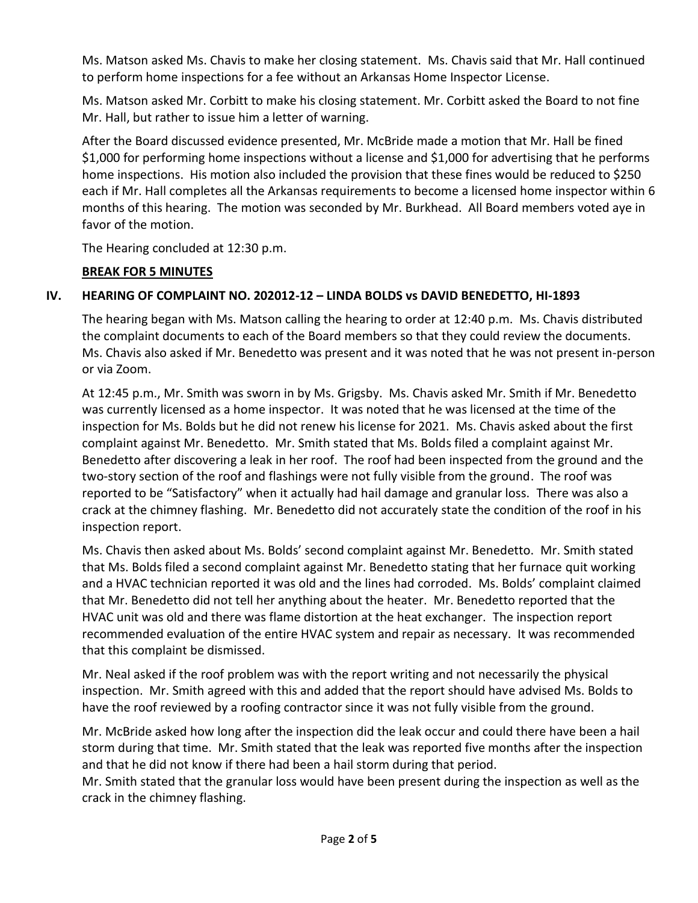Ms. Matson asked Ms. Chavis to make her closing statement. Ms. Chavis said that Mr. Hall continued to perform home inspections for a fee without an Arkansas Home Inspector License.

Ms. Matson asked Mr. Corbitt to make his closing statement. Mr. Corbitt asked the Board to not fine Mr. Hall, but rather to issue him a letter of warning.

After the Board discussed evidence presented, Mr. McBride made a motion that Mr. Hall be fined $1,000 for performing home inspections without a license and $1,000 for advertising that he performs home inspections. His motion also included the provision that these fines would be reduced to $250 each if Mr. Hall completes all the Arkansas requirements to become a licensed home inspector within 6 months of this hearing. The motion was seconded by Mr. Burkhead. All Board members voted aye in favor of the motion.

The Hearing concluded at 12:30 p.m.

**BREAK FOR 5 MINUTES**

## IV. HEARING OF COMPLAINT NO. 202012-12 – LINDA BOLDS vs DAVID BENEDETTO, HI-1893

The hearing began with Ms. Matson calling the hearing to order at 12:40 p.m. Ms. Chavis distributed the complaint documents to each of the Board members so that they could review the documents. Ms. Chavis also asked if Mr. Benedetto was present and it was noted that he was not present in-person or via Zoom.

At 12:45 p.m., Mr. Smith was sworn in by Ms. Grigsby. Ms. Chavis asked Mr. Smith if Mr. Benedetto was currently licensed as a home inspector. It was noted that he was licensed at the time of the inspection for Ms. Bolds but he did not renew his license for 2021. Ms. Chavis asked about the first complaint against Mr. Benedetto. Mr. Smith stated that Ms. Bolds filed a complaint against Mr. Benedetto after discovering a leak in her roof. The roof had been inspected from the ground and the two-story section of the roof and flashings were not fully visible from the ground. The roof was reported to be "Satisfactory" when it actually had hail damage and granular loss. There was also a crack at the chimney flashing. Mr. Benedetto did not accurately state the condition of the roof in his inspection report.

Ms. Chavis then asked about Ms. Bolds' second complaint against Mr. Benedetto. Mr. Smith stated that Ms. Bolds filed a second complaint against Mr. Benedetto stating that her furnace quit working and a HVAC technician reported it was old and the lines had corroded. Ms. Bolds' complaint claimed that Mr. Benedetto did not tell her anything about the heater. Mr. Benedetto reported that the HVAC unit was old and there was flame distortion at the heat exchanger. The inspection report recommended evaluation of the entire HVAC system and repair as necessary. It was recommended that this complaint be dismissed.

Mr. Neal asked if the roof problem was with the report writing and not necessarily the physical inspection. Mr. Smith agreed with this and added that the report should have advised Ms. Bolds to have the roof reviewed by a roofing contractor since it was not fully visible from the ground.

Mr. McBride asked how long after the inspection did the leak occur and could there have been a hail storm during that time. Mr. Smith stated that the leak was reported five months after the inspection and that he did not know if there had been a hail storm during that period.
Mr. Smith stated that the granular loss would have been present during the inspection as well as the crack in the chimney flashing.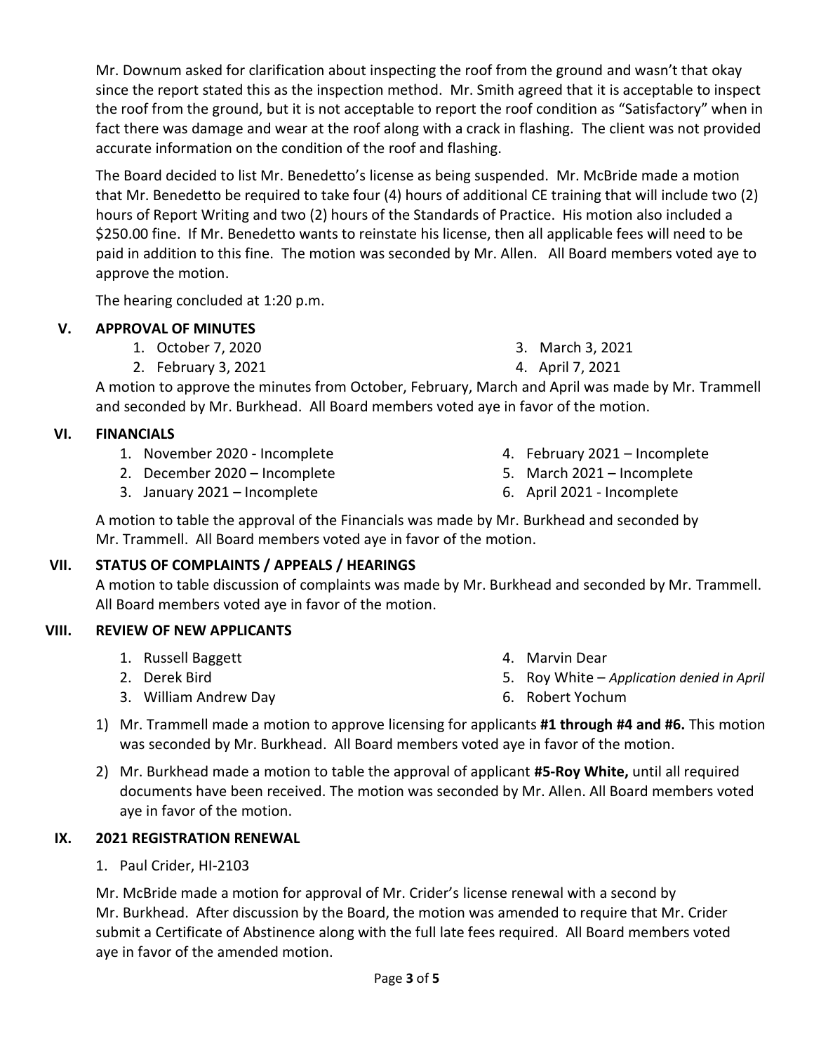Mr. Downum asked for clarification about inspecting the roof from the ground and wasn't that okay since the report stated this as the inspection method. Mr. Smith agreed that it is acceptable to inspect the roof from the ground, but it is not acceptable to report the roof condition as "Satisfactory" when in fact there was damage and wear at the roof along with a crack in flashing. The client was not provided accurate information on the condition of the roof and flashing.

The Board decided to list Mr. Benedetto's license as being suspended. Mr. McBride made a motion that Mr. Benedetto be required to take four (4) hours of additional CE training that will include two (2) hours of Report Writing and two (2) hours of the Standards of Practice. His motion also included a $250.00 fine. If Mr. Benedetto wants to reinstate his license, then all applicable fees will need to be paid in addition to this fine. The motion was seconded by Mr. Allen. All Board members voted aye to approve the motion.

The hearing concluded at 1:20 p.m.

## V. APPROVAL OF MINUTES

1. October 7, 2020
2. February 3, 2021
3. March 3, 2021
4. April 7, 2021

A motion to approve the minutes from October, February, March and April was made by Mr. Trammell and seconded by Mr. Burkhead. All Board members voted aye in favor of the motion.

## VI. FINANCIALS

1. November 2020 - Incomplete
2. December 2020 – Incomplete
3. January 2021 – Incomplete
4. February 2021 – Incomplete
5. March 2021 – Incomplete
6. April 2021 - Incomplete

A motion to table the approval of the Financials was made by Mr. Burkhead and seconded by Mr. Trammell. All Board members voted aye in favor of the motion.

## VII. STATUS OF COMPLAINTS / APPEALS / HEARINGS

A motion to table discussion of complaints was made by Mr. Burkhead and seconded by Mr. Trammell. All Board members voted aye in favor of the motion.

## VIII. REVIEW OF NEW APPLICANTS

1. Russell Baggett
2. Derek Bird
3. William Andrew Day
4. Marvin Dear
5. Roy White – *Application denied in April*
6. Robert Yochum

1) Mr. Trammell made a motion to approve licensing for applicants **#1 through #4 and #6.** This motion was seconded by Mr. Burkhead. All Board members voted aye in favor of the motion.
2) Mr. Burkhead made a motion to table the approval of applicant **#5-Roy White,** until all required documents have been received. The motion was seconded by Mr. Allen. All Board members voted aye in favor of the motion.

## IX. 2021 REGISTRATION RENEWAL

1. Paul Crider, HI-2103

Mr. McBride made a motion for approval of Mr. Crider's license renewal with a second by Mr. Burkhead. After discussion by the Board, the motion was amended to require that Mr. Crider submit a Certificate of Abstinence along with the full late fees required. All Board members voted aye in favor of the amended motion.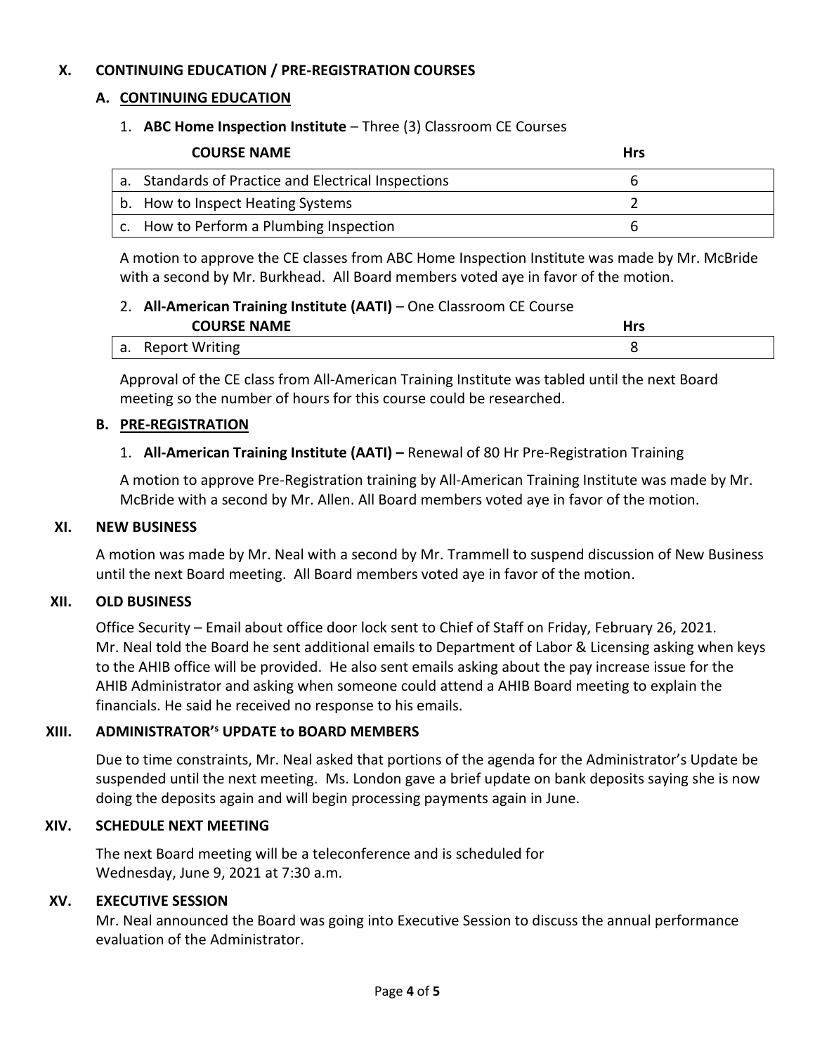## X. CONTINUING EDUCATION / PRE-REGISTRATION COURSES

### A. CONTINUING EDUCATION

1. **ABC Home Inspection Institute** – Three (3) Classroom CE Courses

| COURSE NAME | Hrs |
|---|---|
| a. Standards of Practice and Electrical Inspections | 6 |
| b. How to Inspect Heating Systems | 2 |
| c. How to Perform a Plumbing Inspection | 6 |

A motion to approve the CE classes from ABC Home Inspection Institute was made by Mr. McBride with a second by Mr. Burkhead. All Board members voted aye in favor of the motion.

2. **All-American Training Institute (AATI)** – One Classroom CE Course

| COURSE NAME | Hrs |
|---|---|
| a. Report Writing | 8 |

Approval of the CE class from All-American Training Institute was tabled until the next Board meeting so the number of hours for this course could be researched.

### B. PRE-REGISTRATION

1. **All-American Training Institute (AATI) –** Renewal of 80 Hr Pre-Registration Training

A motion to approve Pre-Registration training by All-American Training Institute was made by Mr. McBride with a second by Mr. Allen. All Board members voted aye in favor of the motion.

## XI. NEW BUSINESS

A motion was made by Mr. Neal with a second by Mr. Trammell to suspend discussion of New Business until the next Board meeting. All Board members voted aye in favor of the motion.

## XII. OLD BUSINESS

Office Security – Email about office door lock sent to Chief of Staff on Friday, February 26, 2021. Mr. Neal told the Board he sent additional emails to Department of Labor & Licensing asking when keys to the AHIB office will be provided. He also sent emails asking about the pay increase issue for the AHIB Administrator and asking when someone could attend a AHIB Board meeting to explain the financials. He said he received no response to his emails.

## XIII. ADMINISTRATOR'S UPDATE to BOARD MEMBERS

Due to time constraints, Mr. Neal asked that portions of the agenda for the Administrator's Update be suspended until the next meeting. Ms. London gave a brief update on bank deposits saying she is now doing the deposits again and will begin processing payments again in June.

## XIV. SCHEDULE NEXT MEETING

The next Board meeting will be a teleconference and is scheduled for Wednesday, June 9, 2021 at 7:30 a.m.

## XV. EXECUTIVE SESSION

Mr. Neal announced the Board was going into Executive Session to discuss the annual performance evaluation of the Administrator.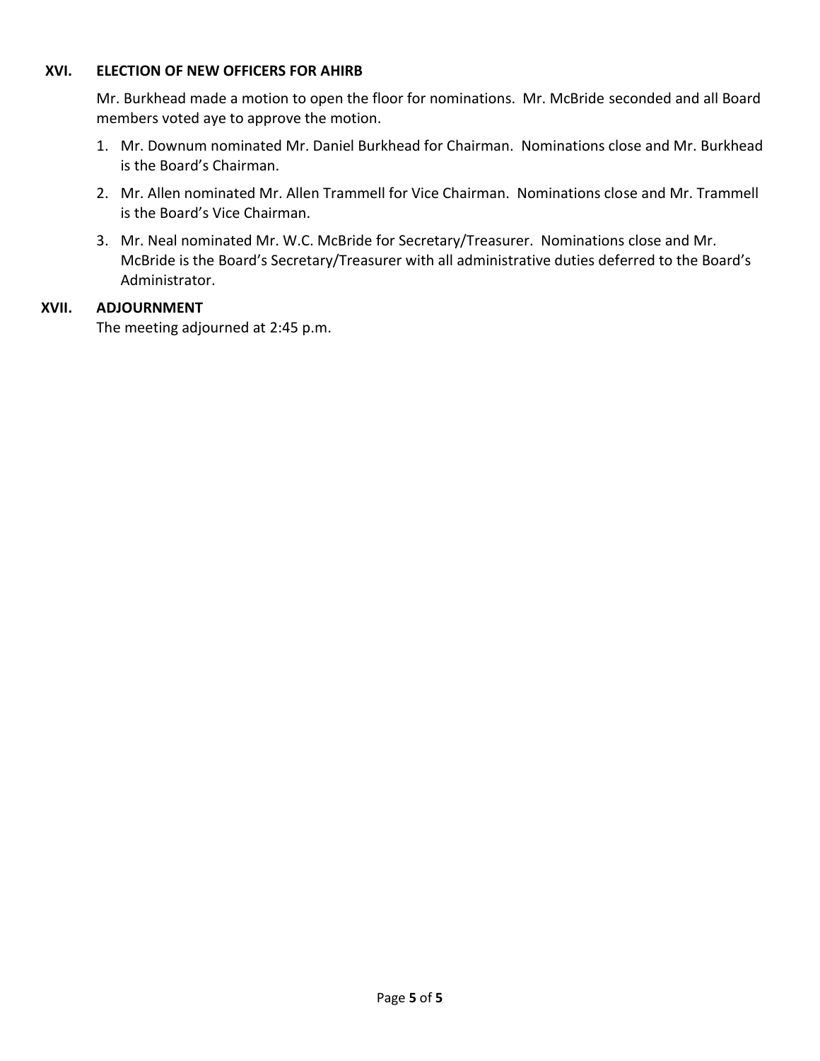## XVI. ELECTION OF NEW OFFICERS FOR AHIRB

Mr. Burkhead made a motion to open the floor for nominations. Mr. McBride seconded and all Board members voted aye to approve the motion.

1. Mr. Downum nominated Mr. Daniel Burkhead for Chairman. Nominations close and Mr. Burkhead is the Board's Chairman.
2. Mr. Allen nominated Mr. Allen Trammell for Vice Chairman. Nominations close and Mr. Trammell is the Board's Vice Chairman.
3. Mr. Neal nominated Mr. W.C. McBride for Secretary/Treasurer. Nominations close and Mr. McBride is the Board's Secretary/Treasurer with all administrative duties deferred to the Board's Administrator.

## XVII. ADJOURNMENT

The meeting adjourned at 2:45 p.m.